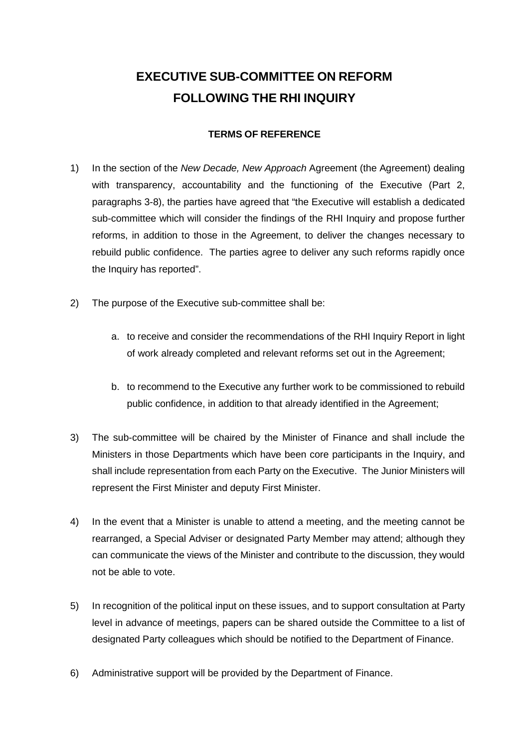# EXECUTIVE SUB-COMMITTEE ON REFORM FOLLOWING THE RHI INQUIRY

## TERMS OF REFERENCE

1) In the section of the *New Decade, New Approach* Agreement (the Agreement) dealing with transparency, accountability and the functioning of the Executive (Part 2, paragraphs 3-8), the parties have agreed that "the Executive will establish a dedicated sub-committee which will consider the findings of the RHI Inquiry and propose further reforms, in addition to those in the Agreement, to deliver the changes necessary to rebuild public confidence. The parties agree to deliver any such reforms rapidly once the Inquiry has reported".

2) The purpose of the Executive sub-committee shall be:

   a. to receive and consider the recommendations of the RHI Inquiry Report in light of work already completed and relevant reforms set out in the Agreement;

   b. to recommend to the Executive any further work to be commissioned to rebuild public confidence, in addition to that already identified in the Agreement;

3) The sub-committee will be chaired by the Minister of Finance and shall include the Ministers in those Departments which have been core participants in the Inquiry, and shall include representation from each Party on the Executive. The Junior Ministers will represent the First Minister and deputy First Minister.

4) In the event that a Minister is unable to attend a meeting, and the meeting cannot be rearranged, a Special Adviser or designated Party Member may attend; although they can communicate the views of the Minister and contribute to the discussion, they would not be able to vote.

5) In recognition of the political input on these issues, and to support consultation at Party level in advance of meetings, papers can be shared outside the Committee to a list of designated Party colleagues which should be notified to the Department of Finance.

6) Administrative support will be provided by the Department of Finance.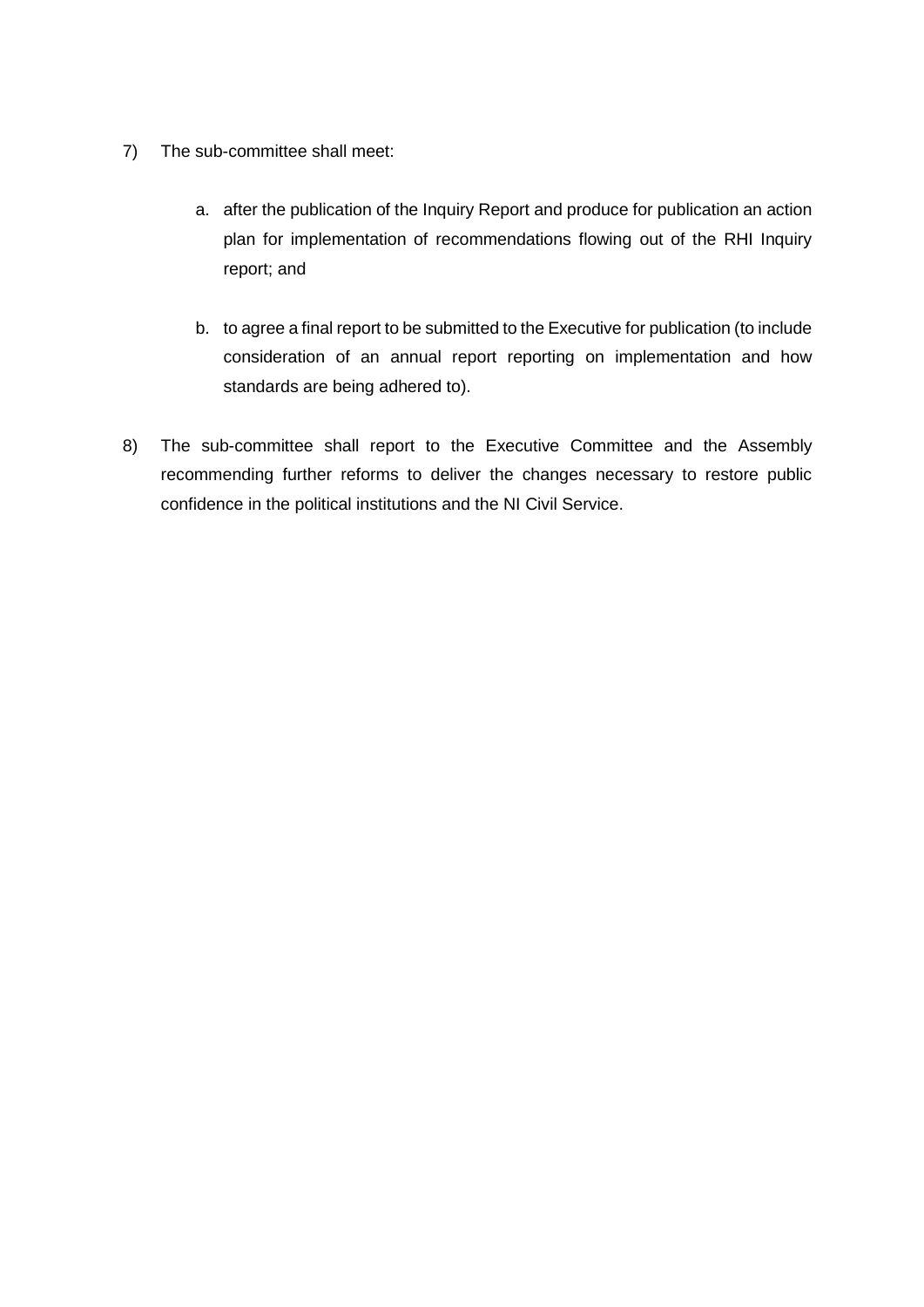7) The sub-committee shall meet:

   a. after the publication of the Inquiry Report and produce for publication an action plan for implementation of recommendations flowing out of the RHI Inquiry report; and

   b. to agree a final report to be submitted to the Executive for publication (to include consideration of an annual report reporting on implementation and how standards are being adhered to).

8) The sub-committee shall report to the Executive Committee and the Assembly recommending further reforms to deliver the changes necessary to restore public confidence in the political institutions and the NI Civil Service.